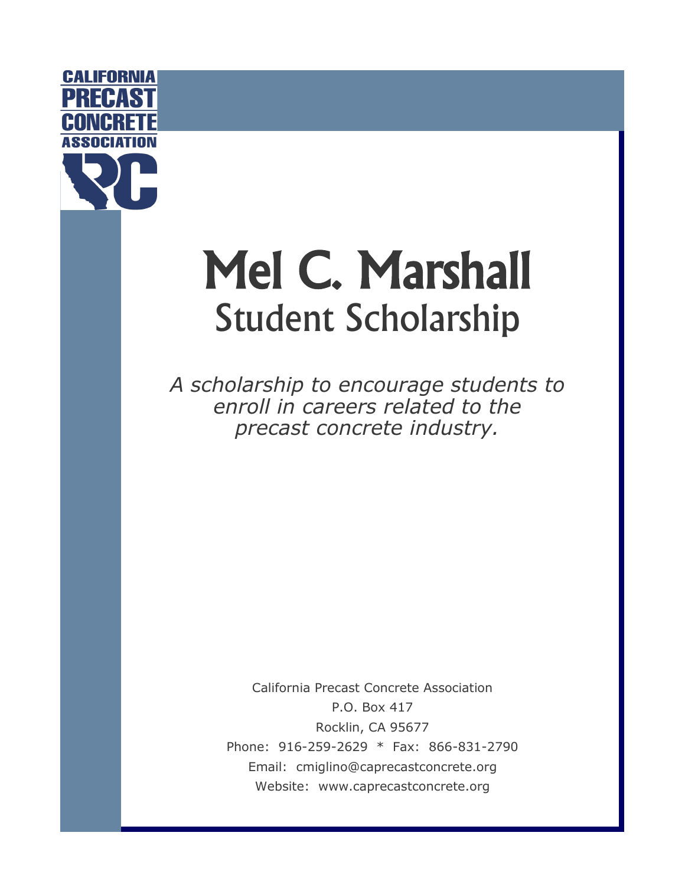CALIFORNIA PRECAST CONCRETE ASSOCIATION

# Mel C. Marshall
## Student Scholarship

*A scholarship to encourage students to enroll in careers related to the precast concrete industry.*

California Precast Concrete Association
P.O. Box 417
Rocklin, CA 95677
Phone: 916-259-2629 * Fax: 866-831-2790
Email: cmiglino@caprecastconcrete.org
Website: www.caprecastconcrete.org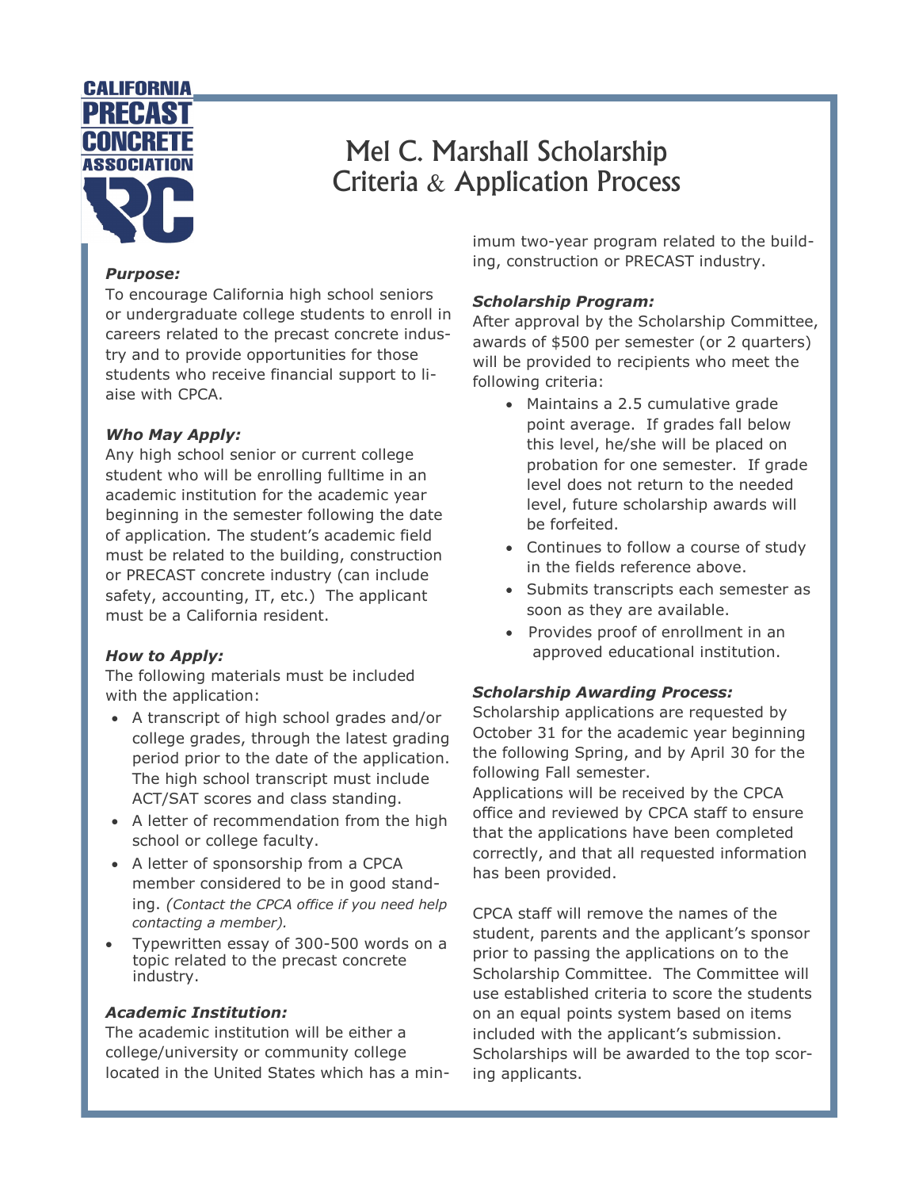CALIFORNIA PRECAST CONCRETE ASSOCIATION

# Mel C. Marshall Scholarship Criteria & Application Process

***Purpose:***

To encourage California high school seniors or undergraduate college students to enroll in careers related to the precast concrete industry and to provide opportunities for those students who receive financial support to liaise with CPCA.

***Who May Apply:***

Any high school senior or current college student who will be enrolling fulltime in an academic institution for the academic year beginning in the semester following the date of application. The student's academic field must be related to the building, construction or PRECAST concrete industry (can include safety, accounting, IT, etc.) The applicant must be a California resident.

***How to Apply:***

The following materials must be included with the application:

- A transcript of high school grades and/or college grades, through the latest grading period prior to the date of the application. The high school transcript must include ACT/SAT scores and class standing.
- A letter of recommendation from the high school or college faculty.
- A letter of sponsorship from a CPCA member considered to be in good standing. *(Contact the CPCA office if you need help contacting a member).*
- Typewritten essay of 300-500 words on a topic related to the precast concrete industry.

***Academic Institution:***

The academic institution will be either a college/university or community college located in the United States which has a minimum two-year program related to the building, construction or PRECAST industry.

***Scholarship Program:***

After approval by the Scholarship Committee, awards of $500 per semester (or 2 quarters) will be provided to recipients who meet the following criteria:

- Maintains a 2.5 cumulative grade point average. If grades fall below this level, he/she will be placed on probation for one semester. If grade level does not return to the needed level, future scholarship awards will be forfeited.
- Continues to follow a course of study in the fields reference above.
- Submits transcripts each semester as soon as they are available.
- Provides proof of enrollment in an approved educational institution.

***Scholarship Awarding Process:***

Scholarship applications are requested by October 31 for the academic year beginning the following Spring, and by April 30 for the following Fall semester.

Applications will be received by the CPCA office and reviewed by CPCA staff to ensure that the applications have been completed correctly, and that all requested information has been provided.

CPCA staff will remove the names of the student, parents and the applicant's sponsor prior to passing the applications on to the Scholarship Committee. The Committee will use established criteria to score the students on an equal points system based on items included with the applicant's submission. Scholarships will be awarded to the top scoring applicants.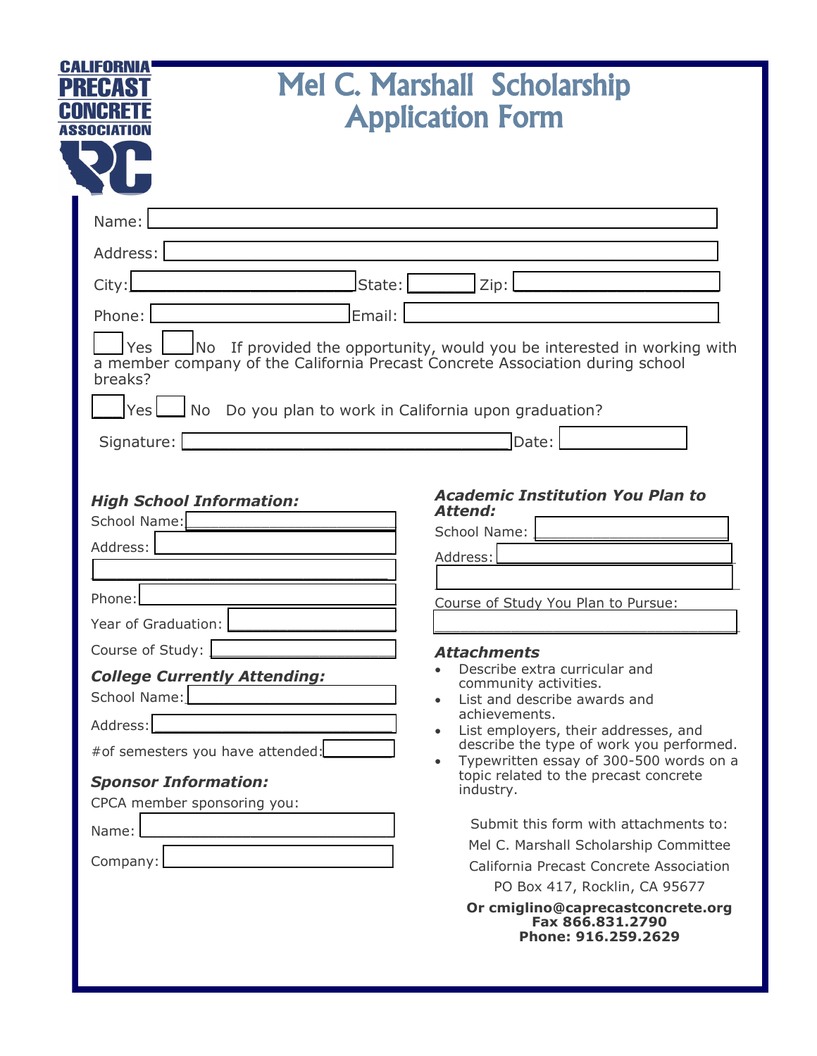CALIFORNIA PRECAST CONCRETE ASSOCIATION

# Mel C. Marshall Scholarship Application Form

Name: ____________________

Address: ____________________

City: ____________ State: ______ Zip: ____________

Phone: ____________ Email: ____________

___ Yes ___ No If provided the opportunity, would you be interested in working with a member company of the California Precast Concrete Association during school breaks?

___ Yes ___ No Do you plan to work in California upon graduation?

Signature: ____________________ Date: ____________

***High School Information:***

School Name: ____________

Address: ____________

____________

Phone: ____________

Year of Graduation: ____________

Course of Study: ____________

***College Currently Attending:***

School Name: ____________

Address: ____________

#of semesters you have attended: ______

***Sponsor Information:***

CPCA member sponsoring you:

Name: ____________

Company: ____________

***Academic Institution You Plan to Attend:***

School Name: ____________

Address: ____________

____________

Course of Study You Plan to Pursue:

____________

***Attachments***

- Describe extra curricular and community activities.
- List and describe awards and achievements.
- List employers, their addresses, and describe the type of work you performed.
- Typewritten essay of 300-500 words on a topic related to the precast concrete industry.

Submit this form with attachments to:
Mel C. Marshall Scholarship Committee
California Precast Concrete Association
PO Box 417, Rocklin, CA 95677

**Or cmiglino@caprecastconcrete.org**
**Fax 866.831.2790**
**Phone: 916.259.2629**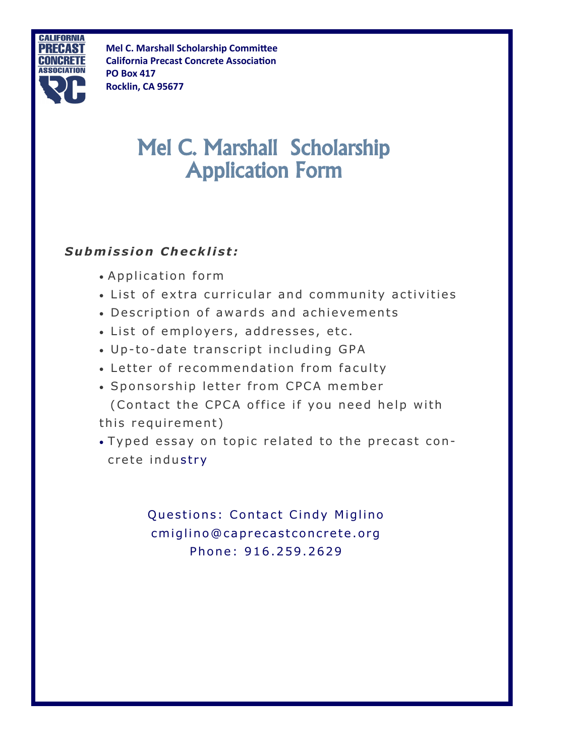**Mel C. Marshall Scholarship Committee**
**California Precast Concrete Association**
**PO Box 417**
**Rocklin, CA 95677**

# Mel C. Marshall Scholarship Application Form

***Submission Checklist:***

- Application form
- List of extra curricular and community activities
- Description of awards and achievements
- List of employers, addresses, etc.
- Up-to-date transcript including GPA
- Letter of recommendation from faculty
- Sponsorship letter from CPCA member (Contact the CPCA office if you need help with this requirement)
- Typed essay on topic related to the precast concrete industry

Questions: Contact Cindy Miglino
cmiglino@caprecastconcrete.org
Phone: 916.259.2629